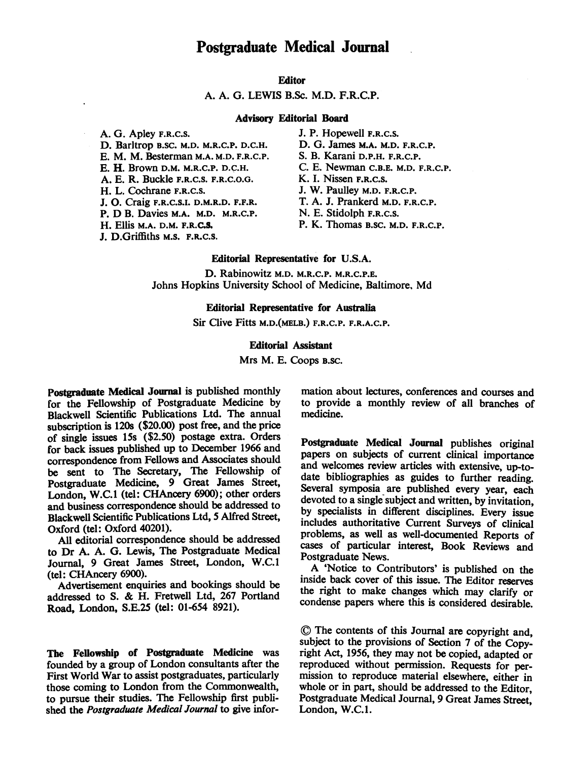# Postgraduate Medical Journal

## Editor

A. A. G. LEWIS B.Sc. M.D. F.R.C.P.

## Advisory Editorial Board

A. G. Apley F.R.C.S.
D. Barltrop B.SC. M.D. M.R.C.P. D.C.H.
E. M. M. Besterman M.A. M.D. F.R.C.P.
E. H. Brown D.M. M.R.C.P. D.C.H.
A. E. R. Buckle F.R.C.S. F.R.C.O.G.
H. L. Cochrane F.R.C.S.
J. O. Craig F.R.C.S.I. D.M.R.D. F.F.R.
P. D B. Davies M.A. M.D. M.R.C.P.
H. Ellis M.A. D.M. F.R.C.S.
J. D.Griffiths M.S. F.R.C.S.
J. P. Hopewell F.R.C.S.
D. G. James M.A. M.D. F.R.C.P.
S. B. Karani D.P.H. F.R.C.P.
C. E. Newman C.B.E. M.D. F.R.C.P.
K. I. Nissen F.R.C.S.
J. W. Paulley M.D. F.R.C.P.
T. A. J. Prankerd M.D. F.R.C.P.
N. E. Stidolph F.R.C.S.
P. K. Thomas B.SC. M.D. F.R.C.P.

## Editorial Representative for U.S.A.

D. Rabinowitz M.D. M.R.C.P. M.R.C.P.E.
Johns Hopkins University School of Medicine, Baltimore, Md

## Editorial Representative for Australia

Sir Clive Fitts M.D.(MELB.) F.R.C.P. F.R.A.C.P.

## Editorial Assistant

Mrs M. E. Coops B.SC.

**Postgraduate Medical Journal** is published monthly for the Fellowship of Postgraduate Medicine by Blackwell Scientific Publications Ltd. The annual subscription is 120s ($20.00) post free, and the price of single issues 15s ($2.50) postage extra. Orders for back issues published up to December 1966 and correspondence from Fellows and Associates should be sent to The Secretary, The Fellowship of Postgraduate Medicine, 9 Great James Street, London, W.C.1 (tel: CHAncery 6900); other orders and business correspondence should be addressed to Blackwell Scientific Publications Ltd, 5 Alfred Street, Oxford (tel: Oxford 40201).

All editorial correspondence should be addressed to Dr A. A. G. Lewis, The Postgraduate Medical Journal, 9 Great James Street, London, W.C.1 (tel: CHAncery 6900).

Advertisement enquiries and bookings should be addressed to S. & H. Fretwell Ltd, 267 Portland Road, London, S.E.25 (tel: 01-654 8921).

**The Fellowship of Postgraduate Medicine** was founded by a group of London consultants after the First World War to assist postgraduates, particularly those coming to London from the Commonwealth, to pursue their studies. The Fellowship first published the *Postgraduate Medical Journal* to give information about lectures, conferences and courses and to provide a monthly review of all branches of medicine.

**Postgraduate Medical Journal** publishes original papers on subjects of current clinical importance and welcomes review articles with extensive, up-to-date bibliographies as guides to further reading. Several symposia are published every year, each devoted to a single subject and written, by invitation, by specialists in different disciplines. Every issue includes authoritative Current Surveys of clinical problems, as well as well-documented Reports of cases of particular interest, Book Reviews and Postgraduate News.

A 'Notice to Contributors' is published on the inside back cover of this issue. The Editor reserves the right to make changes which may clarify or condense papers where this is considered desirable.

© The contents of this Journal are copyright and, subject to the provisions of Section 7 of the Copyright Act, 1956, they may not be copied, adapted or reproduced without permission. Requests for permission to reproduce material elsewhere, either in whole or in part, should be addressed to the Editor, Postgraduate Medical Journal, 9 Great James Street, London, W.C.1.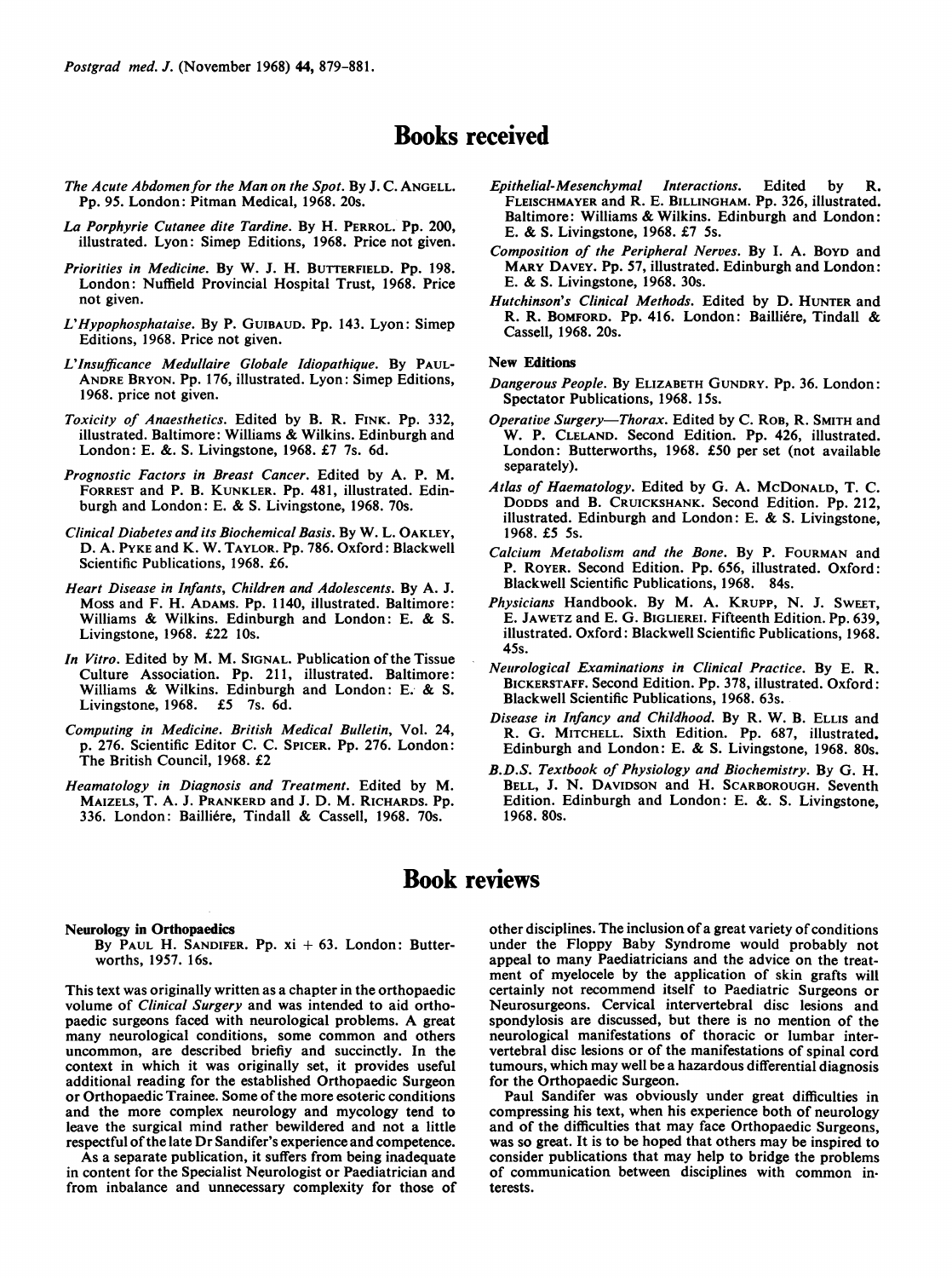# Books received

*The Acute Abdomen for the Man on the Spot*. By J. C. ANGELL. Pp. 95. London: Pitman Medical, 1968. 20s.

*La Porphyrie Cutanee dite Tardine*. By H. PERROL. Pp. 200, illustrated. Lyon: Simep Editions, 1968. Price not given.

*Priorities in Medicine*. By W. J. H. BUTTERFIELD. Pp. 198. London: Nuffield Provincial Hospital Trust, 1968. Price not given.

*L'Hypophosphataise*. By P. GUIBAUD. Pp. 143. Lyon: Simep Editions, 1968. Price not given.

*L'Insufficance Medullaire Globale Idiopathique*. By PAUL-ANDRE BRYON. Pp. 176, illustrated. Lyon: Simep Editions, 1968. price not given.

*Toxicity of Anaesthetics*. Edited by B. R. FINK. Pp. 332, illustrated. Baltimore: Williams & Wilkins. Edinburgh and London: E. &. S. Livingstone, 1968. £7 7s. 6d.

*Prognostic Factors in Breast Cancer*. Edited by A. P. M. FORREST and P. B. KUNKLER. Pp. 481, illustrated. Edinburgh and London: E. & S. Livingstone, 1968. 70s.

*Clinical Diabetes and its Biochemical Basis*. By W. L. OAKLEY, D. A. PYKE and K. W. TAYLOR. Pp. 786. Oxford: Blackwell Scientific Publications, 1968. £6.

*Heart Disease in Infants, Children and Adolescents*. By A. J. MOSS and F. H. ADAMS. Pp. 1140, illustrated. Baltimore: Williams & Wilkins. Edinburgh and London: E. & S. Livingstone, 1968. £22 10s.

*In Vitro*. Edited by M. M. SIGNAL. Publication of the Tissue Culture Association. Pp. 211, illustrated. Baltimore: Williams & Wilkins. Edinburgh and London: E. & S. Livingstone, 1968. £5 7s. 6d.

*Computing in Medicine. British Medical Bulletin*, Vol. 24, p. 276. Scientific Editor C. C. SPICER. Pp. 276. London: The British Council, 1968. £2

*Heamatology in Diagnosis and Treatment*. Edited by M. MAIZELS, T. A. J. PRANKERD and J. D. M. RICHARDS. Pp. 336. London: Baillière, Tindall & Cassell, 1968. 70s.

*Epithelial-Mesenchymal Interactions*. Edited by R. FLEISCHMAYER and R. E. BILLINGHAM. Pp. 326, illustrated. Baltimore: Williams & Wilkins. Edinburgh and London: E. & S. Livingstone, 1968. £7 5s.

*Composition of the Peripheral Nerves*. By I. A. BOYD and MARY DAVEY. Pp. 57, illustrated. Edinburgh and London: E. & S. Livingstone, 1968. 30s.

*Hutchinson's Clinical Methods*. Edited by D. HUNTER and R. R. BOMFORD. Pp. 416. London: Baillière, Tindall & Cassell, 1968. 20s.

**New Editions**

*Dangerous People*. By ELIZABETH GUNDRY. Pp. 36. London: Spectator Publications, 1968. 15s.

*Operative Surgery—Thorax*. Edited by C. ROB, R. SMITH and W. P. CLELAND. Second Edition. Pp. 426, illustrated. London: Butterworths, 1968. £50 per set (not available separately).

*Atlas of Haematology*. Edited by G. A. MCDONALD, T. C. DODDS and B. CRUICKSHANK. Second Edition. Pp. 212, illustrated. Edinburgh and London: E. & S. Livingstone, 1968. £5 5s.

*Calcium Metabolism and the Bone*. By P. FOURMAN and P. ROYER. Second Edition. Pp. 656, illustrated. Oxford: Blackwell Scientific Publications, 1968. 84s.

*Physicians Handbook*. By M. A. KRUPP, N. J. SWEET, E. JAWETZ and E. G. BIGLIEREI. Fifteenth Edition. Pp. 639, illustrated. Oxford: Blackwell Scientific Publications, 1968. 45s.

*Neurological Examinations in Clinical Practice*. By E. R. BICKERSTAFF. Second Edition. Pp. 378, illustrated. Oxford: Blackwell Scientific Publications, 1968. 63s.

*Disease in Infancy and Childhood*. By R. W. B. ELLIS and R. G. MITCHELL. Sixth Edition. Pp. 687, illustrated. Edinburgh and London: E. & S. Livingstone, 1968. 80s.

*B.D.S. Textbook of Physiology and Biochemistry*. By G. H. BELL, J. N. DAVIDSON and H. SCARBOROUGH. Seventh Edition. Edinburgh and London: E. &. S. Livingstone, 1968. 80s.

# Book reviews

**Neurology in Orthopaedics**

By PAUL H. SANDIFER. Pp. xi + 63. London: Butterworths, 1957. 16s.

This text was originally written as a chapter in the orthopaedic volume of *Clinical Surgery* and was intended to aid orthopaedic surgeons faced with neurological problems. A great many neurological conditions, some common and others uncommon, are described briefiy and succinctly. In the context in which it was originally set, it provides useful additional reading for the established Orthopaedic Surgeon or Orthopaedic Trainee. Some of the more esoteric conditions and the more complex neurology and mycology tend to leave the surgical mind rather bewildered and not a little respectful of the late Dr Sandifer's experience and competence.

As a separate publication, it suffers from being inadequate in content for the Specialist Neurologist or Paediatrician and from inbalance and unnecessary complexity for those of other disciplines. The inclusion of a great variety of conditions under the Floppy Baby Syndrome would probably not appeal to many Paediatricians and the advice on the treatment of myelocele by the application of skin grafts will certainly not recommend itself to Paediatric Surgeons or Neurosurgeons. Cervical intervertebral disc lesions and spondylosis are discussed, but there is no mention of the neurological manifestations of thoracic or lumbar intervertebral disc lesions or of the manifestations of spinal cord tumours, which may well be a hazardous differential diagnosis for the Orthopaedic Surgeon.

Paul Sandifer was obviously under great difficulties in compressing his text, when his experience both of neurology and of the difficulties that may face Orthopaedic Surgeons, was so great. It is to be hoped that others may be inspired to consider publications that may help to bridge the problems of communication between disciplines with common interests.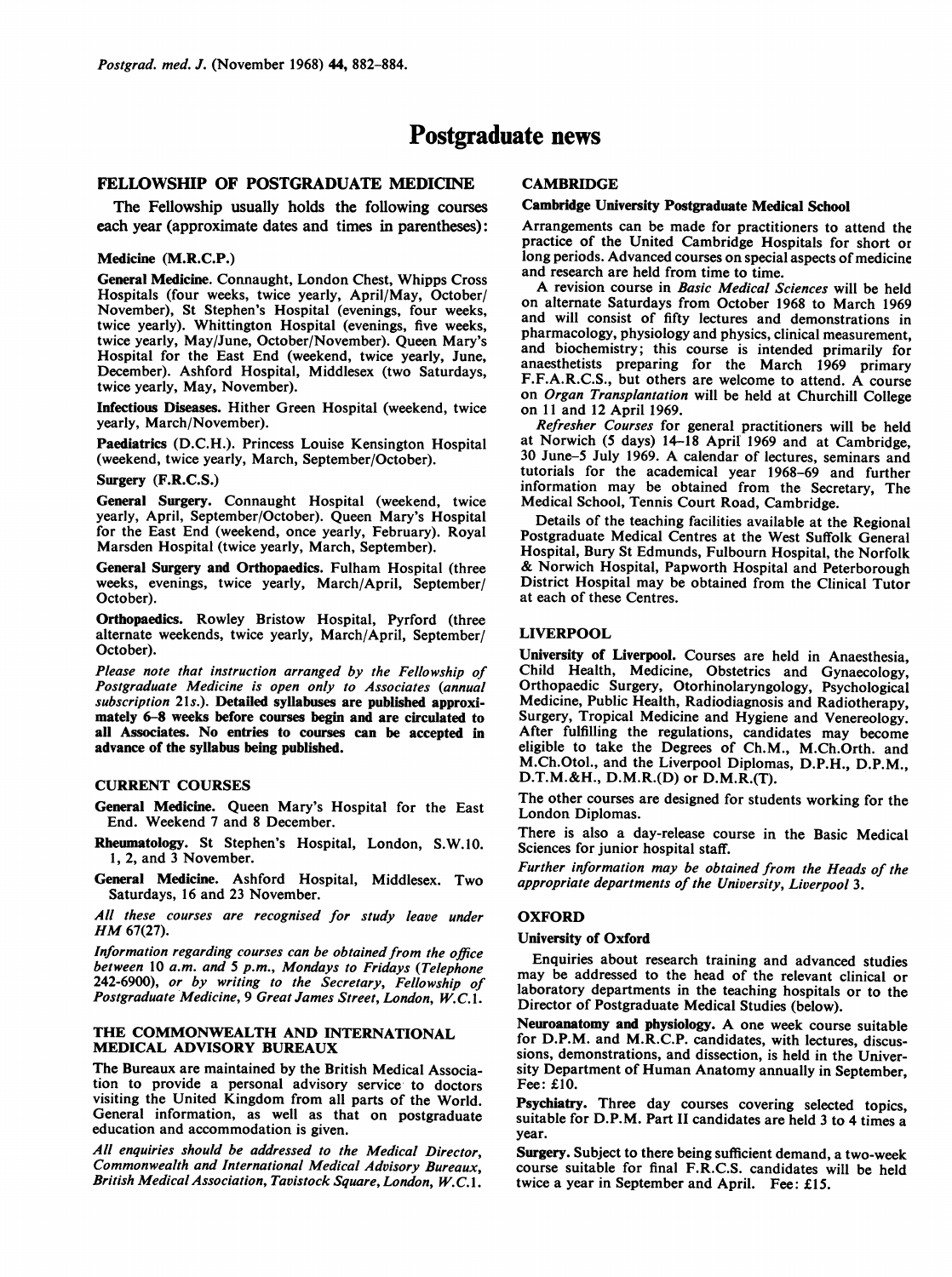# Postgraduate news

## FELLOWSHIP OF POSTGRADUATE MEDICINE

The Fellowship usually holds the following courses each year (approximate dates and times in parentheses):

### Medicine (M.R.C.P.)

**General Medicine.** Connaught, London Chest, Whipps Cross Hospitals (four weeks, twice yearly, April/May, October/November), St Stephen's Hospital (evenings, four weeks, twice yearly). Whittington Hospital (evenings, five weeks, twice yearly, May/June, October/November). Queen Mary's Hospital for the East End (weekend, twice yearly, June, December). Ashford Hospital, Middlesex (two Saturdays, twice yearly, May, November).

**Infectious Diseases.** Hither Green Hospital (weekend, twice yearly, March/November).

**Paediatrics** (D.C.H.). Princess Louise Kensington Hospital (weekend, twice yearly, March, September/October).

### Surgery (F.R.C.S.)

**General Surgery.** Connaught Hospital (weekend, twice yearly, April, September/October). Queen Mary's Hospital for the East End (weekend, once yearly, February). Royal Marsden Hospital (twice yearly, March, September).

**General Surgery and Orthopaedics.** Fulham Hospital (three weeks, evenings, twice yearly, March/April, September/October).

**Orthopaedics.** Rowley Bristow Hospital, Pyrford (three alternate weekends, twice yearly, March/April, September/October).

*Please note that instruction arranged by the Fellowship of Postgraduate Medicine is open only to Associates (annual subscription 21s.).* **Detailed syllabuses are published approximately 6–8 weeks before courses begin and are circulated to all Associates. No entries to courses can be accepted in advance of the syllabus being published.**

## CURRENT COURSES

- **General Medicine.** Queen Mary's Hospital for the East End. Weekend 7 and 8 December.
- **Rheumatology.** St Stephen's Hospital, London, S.W.10. 1, 2, and 3 November.
- **General Medicine.** Ashford Hospital, Middlesex. Two Saturdays, 16 and 23 November.

*All these courses are recognised for study leave under HM 67(27).*

*Information regarding courses can be obtained from the office between 10 a.m. and 5 p.m., Mondays to Fridays (Telephone 242-6900), or by writing to the Secretary, Fellowship of Postgraduate Medicine, 9 Great James Street, London, W.C.1.*

## THE COMMONWEALTH AND INTERNATIONAL MEDICAL ADVISORY BUREAUX

The Bureaux are maintained by the British Medical Association to provide a personal advisory service to doctors visiting the United Kingdom from all parts of the World. General information, as well as that on postgraduate education and accommodation is given.

*All enquiries should be addressed to the Medical Director, Commonwealth and International Medical Advisory Bureaux, British Medical Association, Tavistock Square, London, W.C.1.*

## CAMBRIDGE

### Cambridge University Postgraduate Medical School

Arrangements can be made for practitioners to attend the practice of the United Cambridge Hospitals for short or long periods. Advanced courses on special aspects of medicine and research are held from time to time.

A revision course in *Basic Medical Sciences* will be held on alternate Saturdays from October 1968 to March 1969 and will consist of fifty lectures and demonstrations in pharmacology, physiology and physics, clinical measurement, and biochemistry; this course is intended primarily for anaesthetists preparing for the March 1969 primary F.F.A.R.C.S., but others are welcome to attend. A course on *Organ Transplantation* will be held at Churchill College on 11 and 12 April 1969.

*Refresher Courses* for general practitioners will be held at Norwich (5 days) 14–18 April 1969 and at Cambridge, 30 June–5 July 1969. A calendar of lectures, seminars and tutorials for the academical year 1968–69 and further information may be obtained from the Secretary, The Medical School, Tennis Court Road, Cambridge.

Details of the teaching facilities available at the Regional Postgraduate Medical Centres at the West Suffolk General Hospital, Bury St Edmunds, Fulbourn Hospital, the Norfolk & Norwich Hospital, Papworth Hospital and Peterborough District Hospital may be obtained from the Clinical Tutor at each of these Centres.

## LIVERPOOL

**University of Liverpool.** Courses are held in Anaesthesia, Child Health, Medicine, Obstetrics and Gynaecology, Orthopaedic Surgery, Otorhinolaryngology, Psychological Medicine, Public Health, Radiodiagnosis and Radiotherapy, Surgery, Tropical Medicine and Hygiene and Venereology. After fulfilling the regulations, candidates may become eligible to take the Degrees of Ch.M., M.Ch.Orth. and M.Ch.Otol., and the Liverpool Diplomas, D.P.H., D.P.M., D.T.M.&H., D.M.R.(D) or D.M.R.(T).

The other courses are designed for students working for the London Diplomas.

There is also a day-release course in the Basic Medical Sciences for junior hospital staff.

*Further information may be obtained from the Heads of the appropriate departments of the University, Liverpool 3.*

## OXFORD

### University of Oxford

Enquiries about research training and advanced studies may be addressed to the head of the relevant clinical or laboratory departments in the teaching hospitals or to the Director of Postgraduate Medical Studies (below).

**Neuroanatomy and physiology.** A one week course suitable for D.P.M. and M.R.C.P. candidates, with lectures, discussions, demonstrations, and dissection, is held in the University Department of Human Anatomy annually in September, Fee: £10.

**Psychiatry.** Three day courses covering selected topics, suitable for D.P.M. Part II candidates are held 3 to 4 times a year.

**Surgery.** Subject to there being sufficient demand, a two-week course suitable for final F.R.C.S. candidates will be held twice a year in September and April. Fee: £15.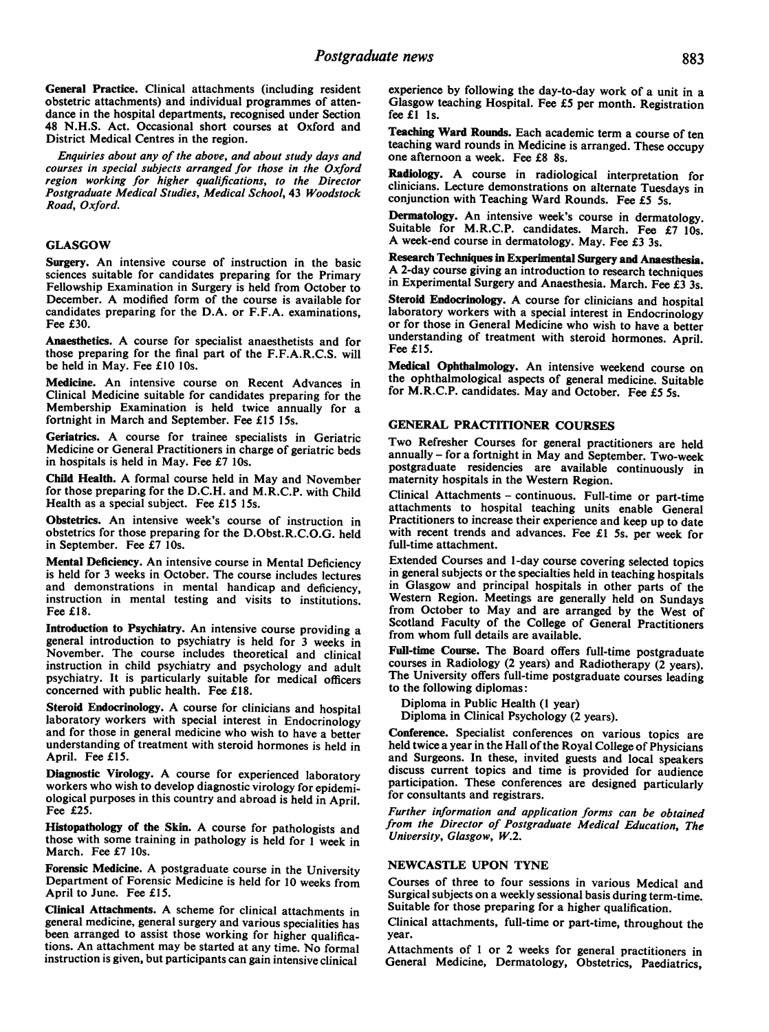**General Practice.** Clinical attachments (including resident obstetric attachments) and individual programmes of attendance in the hospital departments, recognised under Section 48 N.H.S. Act. Occasional short courses at Oxford and District Medical Centres in the region.

*Enquiries about any of the above, and about study days and courses in special subjects arranged for those in the Oxford region working for higher qualifications, to the Director Postgraduate Medical Studies, Medical School, 43 Woodstock Road, Oxford.*

## GLASGOW

**Surgery.** An intensive course of instruction in the basic sciences suitable for candidates preparing for the Primary Fellowship Examination in Surgery is held from October to December. A modified form of the course is available for candidates preparing for the D.A. or F.F.A. examinations, Fee £30.

**Anaesthetics.** A course for specialist anaesthetists and for those preparing for the final part of the F.F.A.R.C.S. will be held in May. Fee £10 10s.

**Medicine.** An intensive course on Recent Advances in Clinical Medicine suitable for candidates preparing for the Membership Examination is held twice annually for a fortnight in March and September. Fee £15 15s.

**Geriatrics.** A course for trainee specialists in Geriatric Medicine or General Practitioners in charge of geriatric beds in hospitals is held in May. Fee £7 10s.

**Child Health.** A formal course held in May and November for those preparing for the D.C.H. and M.R.C.P. with Child Health as a special subject. Fee £15 15s.

**Obstetrics.** An intensive week's course of instruction in obstetrics for those preparing for the D.Obst.R.C.O.G. held in September. Fee £7 10s.

**Mental Deficiency.** An intensive course in Mental Deficiency is held for 3 weeks in October. The course includes lectures and demonstrations in mental handicap and deficiency, instruction in mental testing and visits to institutions. Fee £18.

**Introduction to Psychiatry.** An intensive course providing a general introduction to psychiatry is held for 3 weeks in November. The course includes theoretical and clinical instruction in child psychiatry and psychology and adult psychiatry. It is particularly suitable for medical officers concerned with public health. Fee £18.

**Steroid Endocrinology.** A course for clinicians and hospital laboratory workers with special interest in Endocrinology and for those in general medicine who wish to have a better understanding of treatment with steroid hormones is held in April. Fee £15.

**Diagnostic Virology.** A course for experienced laboratory workers who wish to develop diagnostic virology for epidemiological purposes in this country and abroad is held in April. Fee £25.

**Histopathology of the Skin.** A course for pathologists and those with some training in pathology is held for 1 week in March. Fee £7 10s.

**Forensic Medicine.** A postgraduate course in the University Department of Forensic Medicine is held for 10 weeks from April to June. Fee £15.

**Clinical Attachments.** A scheme for clinical attachments in general medicine, general surgery and various specialities has been arranged to assist those working for higher qualifications. An attachment may be started at any time. No formal instruction is given, but participants can gain intensive clinical experience by following the day-to-day work of a unit in a Glasgow teaching Hospital. Fee £5 per month. Registration fee £1 1s.

**Teaching Ward Rounds.** Each academic term a course of ten teaching ward rounds in Medicine is arranged. These occupy one afternoon a week. Fee £8 8s.

**Radiology.** A course in radiological interpretation for clinicians. Lecture demonstrations on alternate Tuesdays in conjunction with Teaching Ward Rounds. Fee £5 5s.

**Dermatology.** An intensive week's course in dermatology. Suitable for M.R.C.P. candidates. March. Fee £7 10s. A week-end course in dermatology. May. Fee £3 3s.

**Research Techniques in Experimental Surgery and Anaesthesia.** A 2-day course giving an introduction to research techniques in Experimental Surgery and Anaesthesia. March. Fee £3 3s.

**Steroid Endocrinology.** A course for clinicians and hospital laboratory workers with a special interest in Endocrinology or for those in General Medicine who wish to have a better understanding of treatment with steroid hormones. April. Fee £15.

**Medical Ophthalmology.** An intensive weekend course on the ophthalmological aspects of general medicine. Suitable for M.R.C.P. candidates. May and October. Fee £5 5s.

## GENERAL PRACTITIONER COURSES

Two Refresher Courses for general practitioners are held annually – for a fortnight in May and September. Two-week postgraduate residencies are available continuously in maternity hospitals in the Western Region.

Clinical Attachments – continuous. Full-time or part-time attachments to hospital teaching units enable General Practitioners to increase their experience and keep up to date with recent trends and advances. Fee £1 5s. per week for full-time attachment.

Extended Courses and 1-day course covering selected topics in general subjects or the specialties held in teaching hospitals in Glasgow and principal hospitals in other parts of the Western Region. Meetings are generally held on Sundays from October to May and are arranged by the West of Scotland Faculty of the College of General Practitioners from whom full details are available.

**Full-time Course.** The Board offers full-time postgraduate courses in Radiology (2 years) and Radiotherapy (2 years). The University offers full-time postgraduate courses leading to the following diplomas:

Diploma in Public Health (1 year)
Diploma in Clinical Psychology (2 years).

**Conference.** Specialist conferences on various topics are held twice a year in the Hall of the Royal College of Physicians and Surgeons. In these, invited guests and local speakers discuss current topics and time is provided for audience participation. These conferences are designed particularly for consultants and registrars.

*Further information and application forms can be obtained from the Director of Postgraduate Medical Education, The University, Glasgow, W.2.*

## NEWCASTLE UPON TYNE

Courses of three to four sessions in various Medical and Surgical subjects on a weekly sessional basis during term-time. Suitable for those preparing for a higher qualification.

Clinical attachments, full-time or part-time, throughout the year.

Attachments of 1 or 2 weeks for general practitioners in General Medicine, Dermatology, Obstetrics, Paediatrics,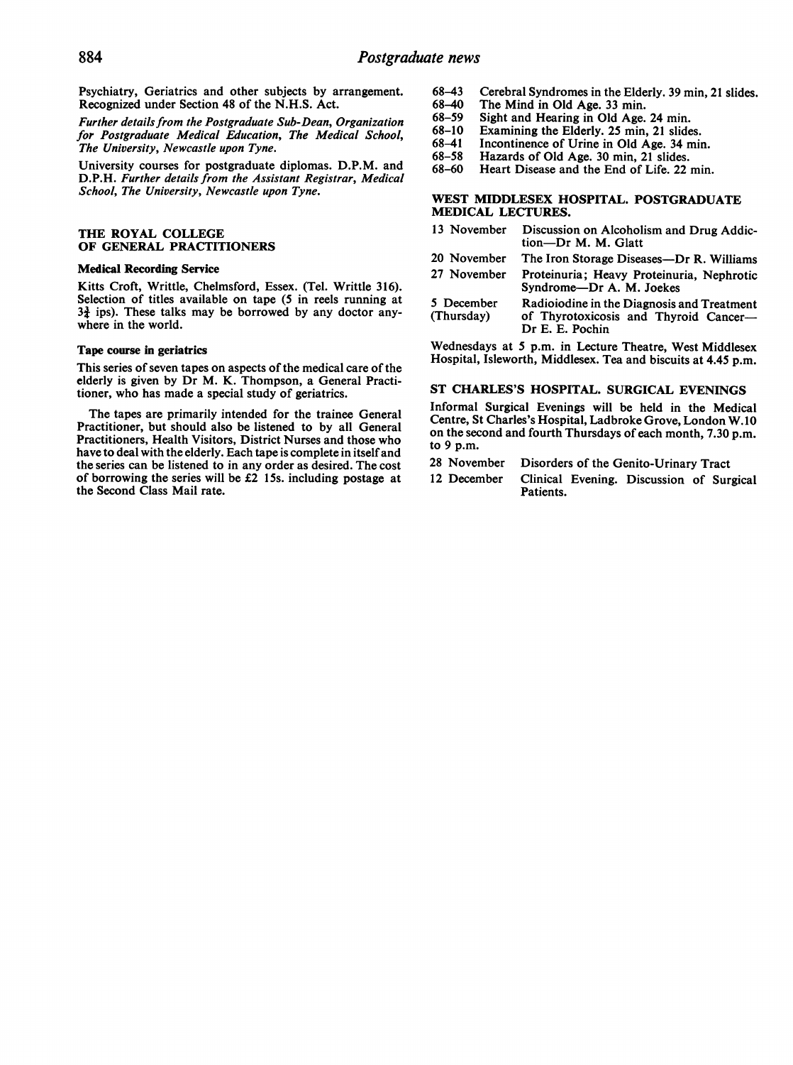Psychiatry, Geriatrics and other subjects by arrangement. Recognized under Section 48 of the N.H.S. Act.

*Further details from the Postgraduate Sub-Dean, Organization for Postgraduate Medical Education, The Medical School, The University, Newcastle upon Tyne.*

University courses for postgraduate diplomas. D.P.M. and D.P.H. *Further details from the Assistant Registrar, Medical School, The University, Newcastle upon Tyne.*

## THE ROYAL COLLEGE OF GENERAL PRACTITIONERS

### Medical Recording Service

Kitts Croft, Writtle, Chelmsford, Essex. (Tel. Writtle 316). Selection of titles available on tape (5 in reels running at $3\frac{3}{4}$ ips). These talks may be borrowed by any doctor anywhere in the world.

### Tape course in geriatrics

This series of seven tapes on aspects of the medical care of the elderly is given by Dr M. K. Thompson, a General Practitioner, who has made a special study of geriatrics.

The tapes are primarily intended for the trainee General Practitioner, but should also be listened to by all General Practitioners, Health Visitors, District Nurses and those who have to deal with the elderly. Each tape is complete in itself and the series can be listened to in any order as desired. The cost of borrowing the series will be £2 15s. including postage at the Second Class Mail rate.

| | |
|---|---|
| 68–43 | Cerebral Syndromes in the Elderly. 39 min, 21 slides. |
| 68–40 | The Mind in Old Age. 33 min. |
| 68–59 | Sight and Hearing in Old Age. 24 min. |
| 68–10 | Examining the Elderly. 25 min, 21 slides. |
| 68–41 | Incontinence of Urine in Old Age. 34 min. |
| 68–58 | Hazards of Old Age. 30 min, 21 slides. |
| 68–60 | Heart Disease and the End of Life. 22 min. |

## WEST MIDDLESEX HOSPITAL. POSTGRADUATE MEDICAL LECTURES.

| | |
|---|---|
| 13 November | Discussion on Alcoholism and Drug Addiction—Dr M. M. Glatt |
| 20 November | The Iron Storage Diseases—Dr R. Williams |
| 27 November | Proteinuria; Heavy Proteinuria, Nephrotic Syndrome—Dr A. M. Joekes |
| 5 December (Thursday) | Radioiodine in the Diagnosis and Treatment of Thyrotoxicosis and Thyroid Cancer—Dr E. E. Pochin |

Wednesdays at 5 p.m. in Lecture Theatre, West Middlesex Hospital, Isleworth, Middlesex. Tea and biscuits at 4.45 p.m.

## ST CHARLES'S HOSPITAL. SURGICAL EVENINGS

Informal Surgical Evenings will be held in the Medical Centre, St Charles's Hospital, Ladbroke Grove, London W.10 on the second and fourth Thursdays of each month, 7.30 p.m. to 9 p.m.

| | |
|---|---|
| 28 November | Disorders of the Genito-Urinary Tract |
| 12 December | Clinical Evening. Discussion of Surgical Patients. |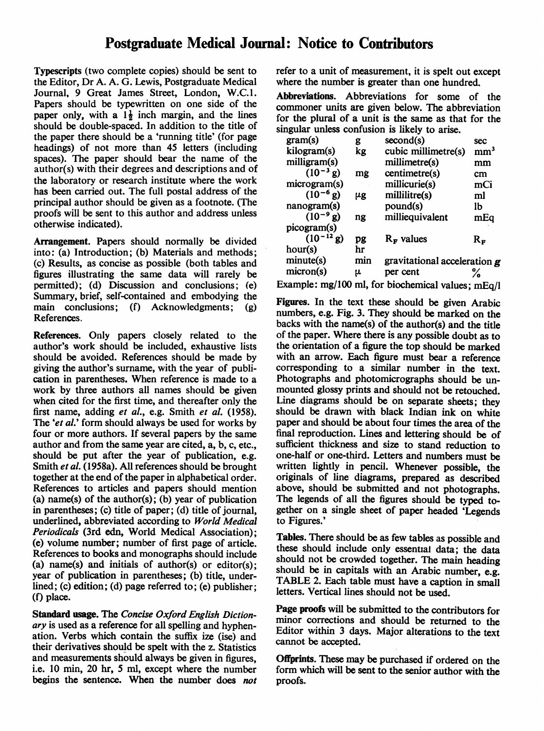# Postgraduate Medical Journal: Notice to Contributors

**Typescripts** (two complete copies) should be sent to the Editor, Dr A. A. G. Lewis, Postgraduate Medical Journal, 9 Great James Street, London, W.C.1. Papers should be typewritten on one side of the paper only, with a $1\frac{1}{2}$ inch margin, and the lines should be double-spaced. In addition to the title of the paper there should be a 'running title' (for page headings) of not more than 45 letters (including spaces). The paper should bear the name of the author(s) with their degrees and descriptions and of the laboratory or research institute where the work has been carried out. The full postal address of the principal author should be given as a footnote. (The proofs will be sent to this author and address unless otherwise indicated).

**Arrangement.** Papers should normally be divided into: (a) Introduction; (b) Materials and methods; (c) Results, as concise as possible (both tables and figures illustrating the same data will rarely be permitted); (d) Discussion and conclusions; (e) Summary, brief, self-contained and embodying the main conclusions; (f) Acknowledgments; (g) References.

**References.** Only papers closely related to the author's work should be included, exhaustive lists should be avoided. References should be made by giving the author's surname, with the year of publication in parentheses. When reference is made to a work by three authors all names should be given when cited for the first time, and thereafter only the first name, adding *et al.*, e.g. Smith *et al.* (1958). The '*et al.*' form should always be used for works by four or more authors. If several papers by the same author and from the same year are cited, a, b, c, etc., should be put after the year of publication, e.g. Smith *et al.* (1958a). All references should be brought together at the end of the paper in alphabetical order. References to articles and papers should mention (a) name(s) of the author(s); (b) year of publication in parentheses; (c) title of paper; (d) title of journal, underlined, abbreviated according to *World Medical Periodicals* (3rd edn, World Medical Association); (e) volume number; number of first page of article. References to books and monographs should include (a) name(s) and initials of author(s) or editor(s); year of publication in parentheses; (b) title, underlined; (c) edition; (d) page referred to; (e) publisher; (f) place.

**Standard usage.** The *Concise Oxford English Dictionary* is used as a reference for all spelling and hyphenation. Verbs which contain the suffix ize (ise) and their derivatives should be spelt with the z. Statistics and measurements should always be given in figures, i.e. 10 min, 20 hr, 5 ml, except where the number begins the sentence. When the number does *not* refer to a unit of measurement, it is spelt out except where the number is greater than one hundred.

**Abbreviations.** Abbreviations for some of the commoner units are given below. The abbreviation for the plural of a unit is the same as that for the singular unless confusion is likely to arise.

| | | | |
|---|---|---|---|
| gram(s) | g | second(s) | sec |
| kilogram(s) | kg | cubic millimetre(s) | $mm^3$ |
| milligram(s) ($10^{-3}$ g) | mg | millimetre(s) | mm |
| | | centimetre(s) | cm |
| microgram(s) ($10^{-6}$ g) | μg | millicurie(s) | mCi |
| | | millilitre(s) | ml |
| nanogram(s) ($10^{-9}$ g) | ng | pound(s) | lb |
| | | milliequivalent | mEq |
| picogram(s) ($10^{-12}$ g) | pg | $R_F$ values | $R_F$ |
| hour(s) | hr | | |
| minute(s) | min | gravitational acceleration | ***g*** |
| micron(s) | μ | per cent | % |

Example: mg/100 ml, for biochemical values; mEq/l

**Figures.** In the text these should be given Arabic numbers, e.g. Fig. 3. They should be marked on the backs with the name(s) of the author(s) and the title of the paper. Where there is any possible doubt as to the orientation of a figure the top should be marked with an arrow. Each figure must bear a reference corresponding to a similar number in the text. Photographs and photomicrographs should be unmounted glossy prints and should not be retouched. Line diagrams should be on separate sheets; they should be drawn with black Indian ink on white paper and should be about four times the area of the final reproduction. Lines and lettering should be of sufficient thickness and size to stand reduction to one-half or one-third. Letters and numbers must be written lightly in pencil. Whenever possible, the originals of line diagrams, prepared as described above, should be submitted and not photographs. The legends of all the figures should be typed together on a single sheet of paper headed 'Legends to Figures.'

**Tables.** There should be as few tables as possible and these should include only essential data; the data should not be crowded together. The main heading should be in capitals with an Arabic number, e.g. TABLE 2. Each table must have a caption in small letters. Vertical lines should not be used.

**Page proofs** will be submitted to the contributors for minor corrections and should be returned to the Editor within 3 days. Major alterations to the text cannot be accepted.

**Offprints.** These may be purchased if ordered on the form which will be sent to the senior author with the proofs.